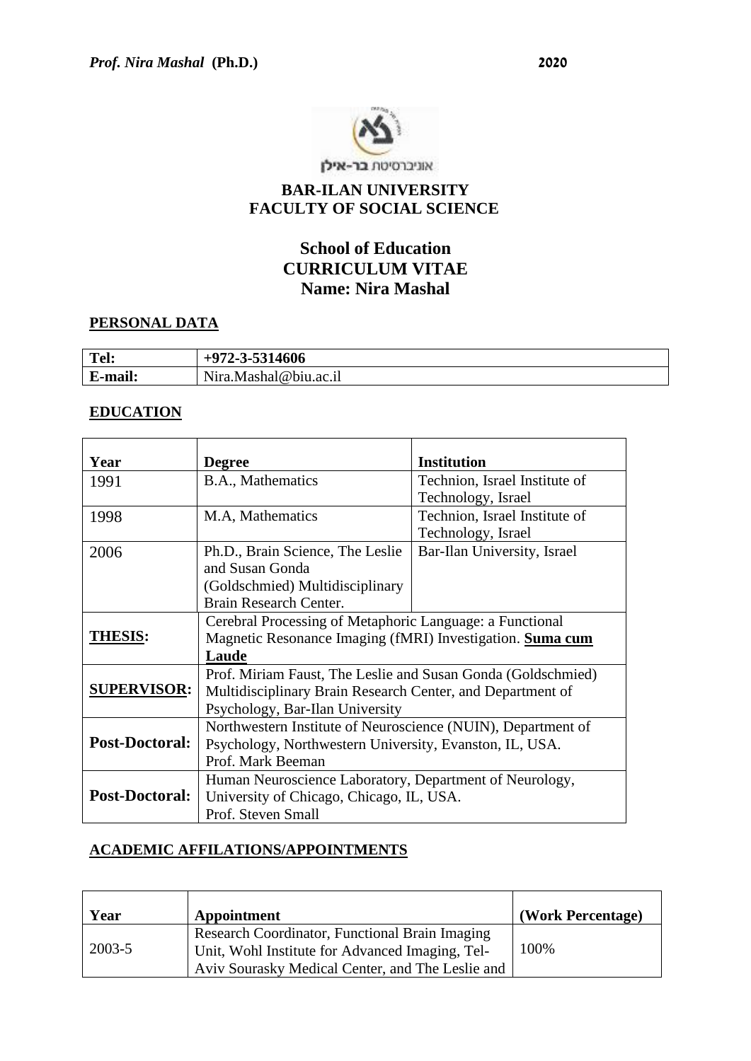*Prof. Nira Mashal* **(Ph.D.)** **2020**

אוניברסיטת בר-אילן

**BAR-ILAN UNIVERSITY**
**FACULTY OF SOCIAL SCIENCE**

# School of Education
# CURRICULUM VITAE
# Name: Nira Mashal

## PERSONAL DATA

| | |
|---|---|
| **Tel:** | **+972-3-5314606** |
| **E-mail:** | Nira.Mashal@biu.ac.il |

## EDUCATION

| Year | Degree | Institution |
|---|---|---|
| 1991 | B.A., Mathematics | Technion, Israel Institute of Technology, Israel |
| 1998 | M.A, Mathematics | Technion, Israel Institute of Technology, Israel |
| 2006 | Ph.D., Brain Science, The Leslie and Susan Gonda (Goldschmied) Multidisciplinary Brain Research Center. | Bar-Ilan University, Israel |
| **THESIS:** | Cerebral Processing of Metaphoric Language: a Functional Magnetic Resonance Imaging (fMRI) Investigation. **Suma cum Laude** | |
| **SUPERVISOR:** | Prof. Miriam Faust, The Leslie and Susan Gonda (Goldschmied) Multidisciplinary Brain Research Center, and Department of Psychology, Bar-Ilan University | |
| **Post-Doctoral:** | Northwestern Institute of Neuroscience (NUIN), Department of Psychology, Northwestern University, Evanston, IL, USA. Prof. Mark Beeman | |
| **Post-Doctoral:** | Human Neuroscience Laboratory, Department of Neurology, University of Chicago, Chicago, IL, USA. Prof. Steven Small | |

## ACADEMIC AFFILATIONS/APPOINTMENTS

| Year | Appointment | (Work Percentage) |
|---|---|---|
| 2003-5 | Research Coordinator, Functional Brain Imaging Unit, Wohl Institute for Advanced Imaging, Tel-Aviv Sourasky Medical Center, and The Leslie and | 100% |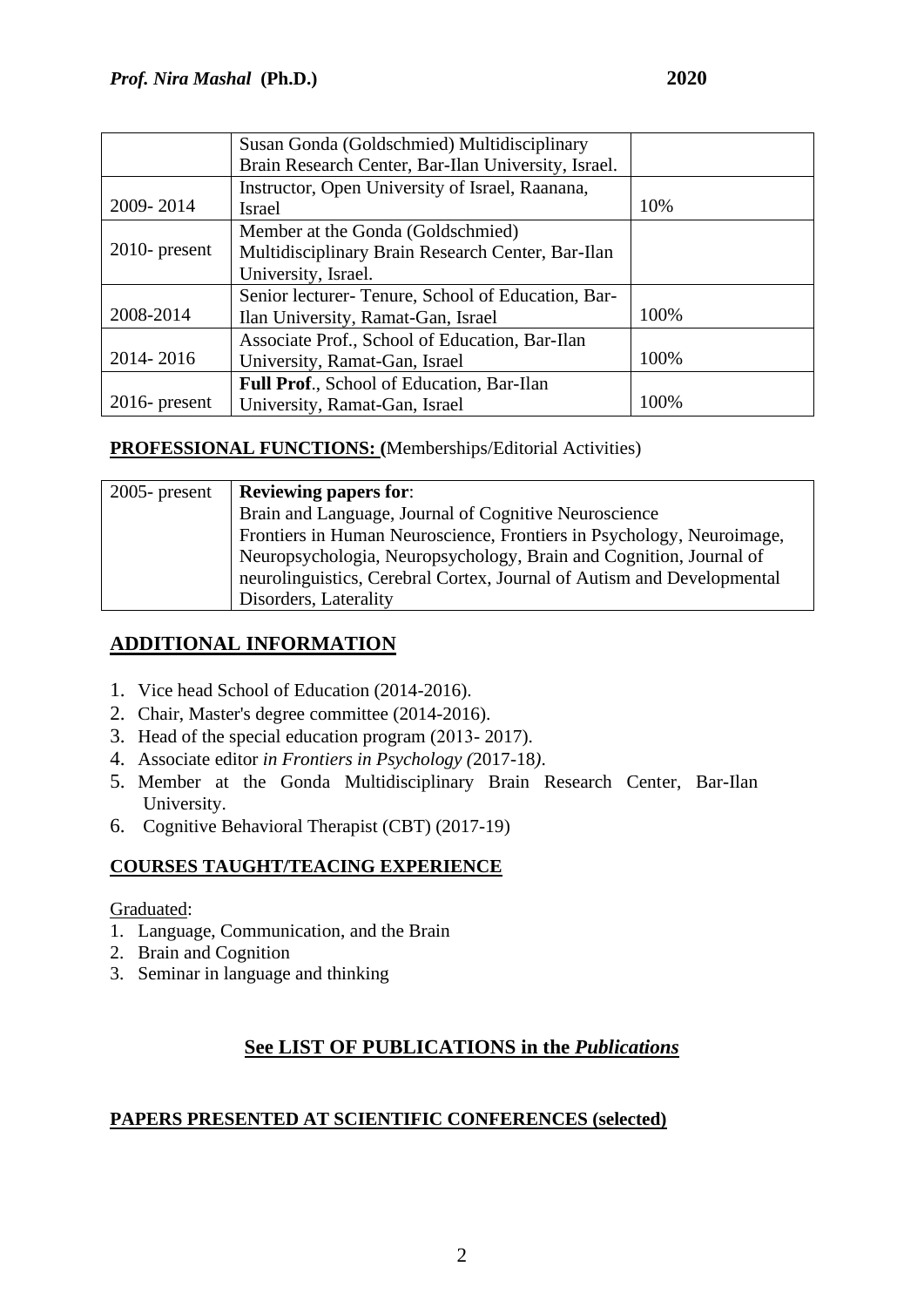| | | |
|---|---|---|
| | Susan Gonda (Goldschmied) Multidisciplinary Brain Research Center, Bar-Ilan University, Israel. | |
| 2009- 2014 | Instructor, Open University of Israel, Raanana, Israel | 10% |
| 2010- present | Member at the Gonda (Goldschmied) Multidisciplinary Brain Research Center, Bar-Ilan University, Israel. | |
| 2008-2014 | Senior lecturer- Tenure, School of Education, Bar-Ilan University, Ramat-Gan, Israel | 100% |
| 2014- 2016 | Associate Prof., School of Education, Bar-Ilan University, Ramat-Gan, Israel | 100% |
| 2016- present | **Full Prof**., School of Education, Bar-Ilan University, Ramat-Gan, Israel | 100% |

**PROFESSIONAL FUNCTIONS: (**Memberships/Editorial Activities)

| | |
|---|---|
| 2005- present | **Reviewing papers for**: Brain and Language, Journal of Cognitive Neuroscience Frontiers in Human Neuroscience, Frontiers in Psychology, Neuroimage, Neuropsychologia, Neuropsychology, Brain and Cognition, Journal of neurolinguistics, Cerebral Cortex, Journal of Autism and Developmental Disorders, Laterality |

## ADDITIONAL INFORMATION

1. Vice head School of Education (2014-2016).
2. Chair, Master's degree committee (2014-2016).
3. Head of the special education program (2013- 2017).
4. Associate editor *in Frontiers in Psychology (*2017-18*)*.
5. Member at the Gonda Multidisciplinary Brain Research Center, Bar-Ilan University.
6. Cognitive Behavioral Therapist (CBT) (2017-19)

**COURSES TAUGHT/TEACING EXPERIENCE**

Graduated:
1. Language, Communication, and the Brain
2. Brain and Cognition
3. Seminar in language and thinking

## See LIST OF PUBLICATIONS in the *Publications*

**PAPERS PRESENTED AT SCIENTIFIC CONFERENCES (selected)**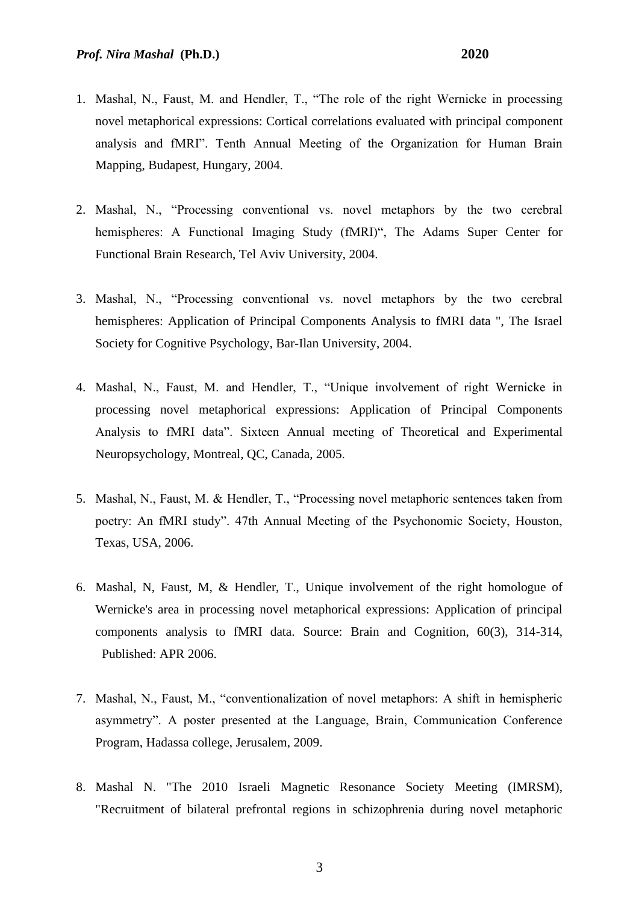1. Mashal, N., Faust, M. and Hendler, T., "The role of the right Wernicke in processing novel metaphorical expressions: Cortical correlations evaluated with principal component analysis and fMRI". Tenth Annual Meeting of the Organization for Human Brain Mapping, Budapest, Hungary, 2004.

2. Mashal, N., "Processing conventional vs. novel metaphors by the two cerebral hemispheres: A Functional Imaging Study (fMRI)", The Adams Super Center for Functional Brain Research, Tel Aviv University, 2004.

3. Mashal, N., "Processing conventional vs. novel metaphors by the two cerebral hemispheres: Application of Principal Components Analysis to fMRI data ", The Israel Society for Cognitive Psychology, Bar-Ilan University, 2004.

4. Mashal, N., Faust, M. and Hendler, T., "Unique involvement of right Wernicke in processing novel metaphorical expressions: Application of Principal Components Analysis to fMRI data". Sixteen Annual meeting of Theoretical and Experimental Neuropsychology, Montreal, QC, Canada, 2005.

5. Mashal, N., Faust, M. & Hendler, T., "Processing novel metaphoric sentences taken from poetry: An fMRI study". 47th Annual Meeting of the Psychonomic Society, Houston, Texas, USA, 2006.

6. Mashal, N, Faust, M, & Hendler, T., Unique involvement of the right homologue of Wernicke's area in processing novel metaphorical expressions: Application of principal components analysis to fMRI data. Source: Brain and Cognition, 60(3), 314-314, Published: APR 2006.

7. Mashal, N., Faust, M., "conventionalization of novel metaphors: A shift in hemispheric asymmetry". A poster presented at the Language, Brain, Communication Conference Program, Hadassa college, Jerusalem, 2009.

8. Mashal N. "The 2010 Israeli Magnetic Resonance Society Meeting (IMRSM), "Recruitment of bilateral prefrontal regions in schizophrenia during novel metaphoric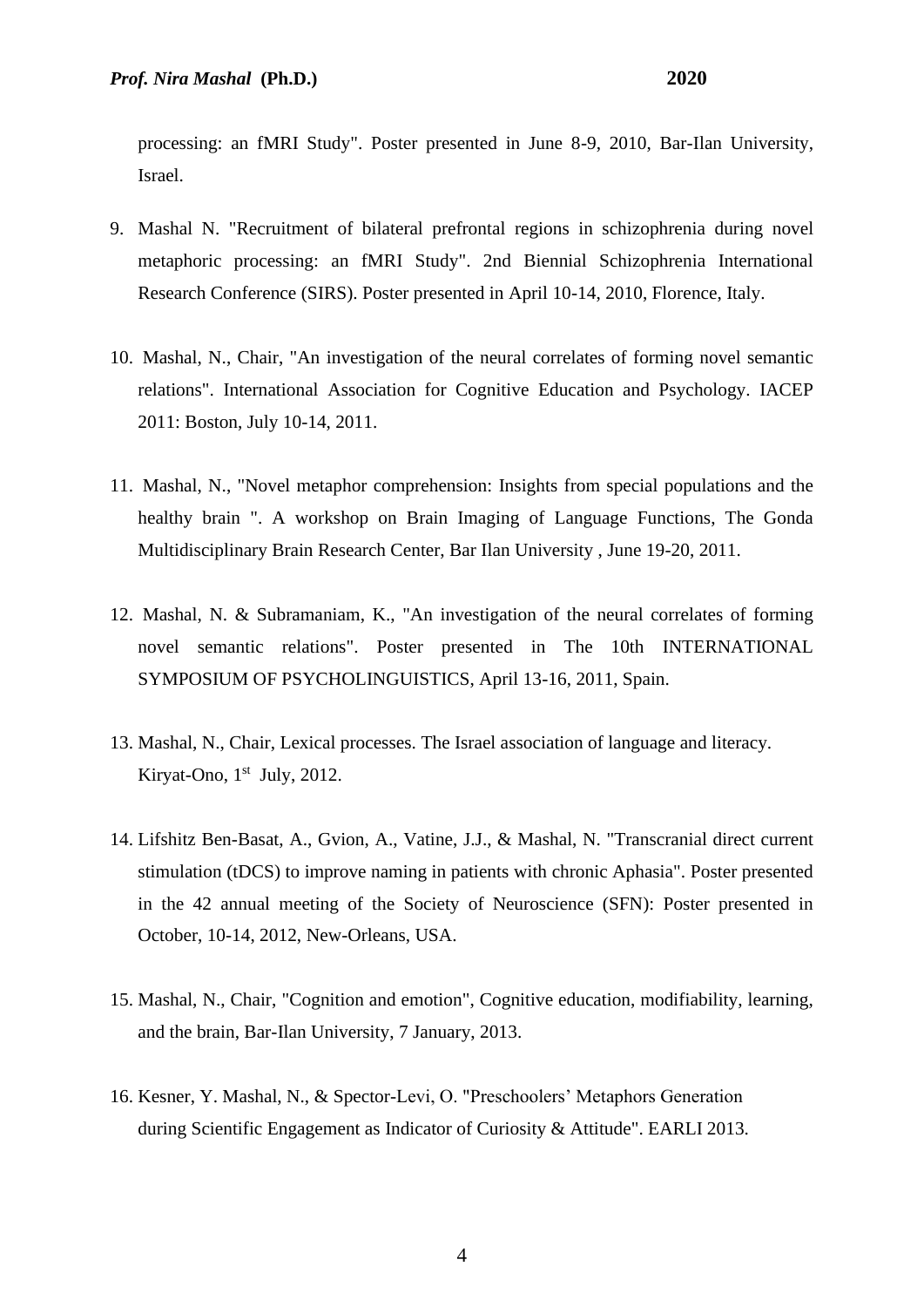processing: an fMRI Study". Poster presented in June 8-9, 2010, Bar-Ilan University, Israel.

9. Mashal N. "Recruitment of bilateral prefrontal regions in schizophrenia during novel metaphoric processing: an fMRI Study". 2nd Biennial Schizophrenia International Research Conference (SIRS). Poster presented in April 10-14, 2010, Florence, Italy.

10. Mashal, N., Chair, "An investigation of the neural correlates of forming novel semantic relations". International Association for Cognitive Education and Psychology. IACEP 2011: Boston, July 10-14, 2011.

11. Mashal, N., "Novel metaphor comprehension: Insights from special populations and the healthy brain ". A workshop on Brain Imaging of Language Functions, The Gonda Multidisciplinary Brain Research Center, Bar Ilan University , June 19-20, 2011.

12. Mashal, N. & Subramaniam, K., "An investigation of the neural correlates of forming novel semantic relations". Poster presented in The 10th INTERNATIONAL SYMPOSIUM OF PSYCHOLINGUISTICS, April 13-16, 2011, Spain.

13. Mashal, N., Chair, Lexical processes. The Israel association of language and literacy. Kiryat-Ono, 1st July, 2012.

14. Lifshitz Ben-Basat, A., Gvion, A., Vatine, J.J., & Mashal, N. "Transcranial direct current stimulation (tDCS) to improve naming in patients with chronic Aphasia". Poster presented in the 42 annual meeting of the Society of Neuroscience (SFN): Poster presented in October, 10-14, 2012, New-Orleans, USA.

15. Mashal, N., Chair, "Cognition and emotion", Cognitive education, modifiability, learning, and the brain, Bar-Ilan University, 7 January, 2013.

16. Kesner, Y. Mashal, N., & Spector-Levi, O. "Preschoolers' Metaphors Generation during Scientific Engagement as Indicator of Curiosity & Attitude". EARLI 2013.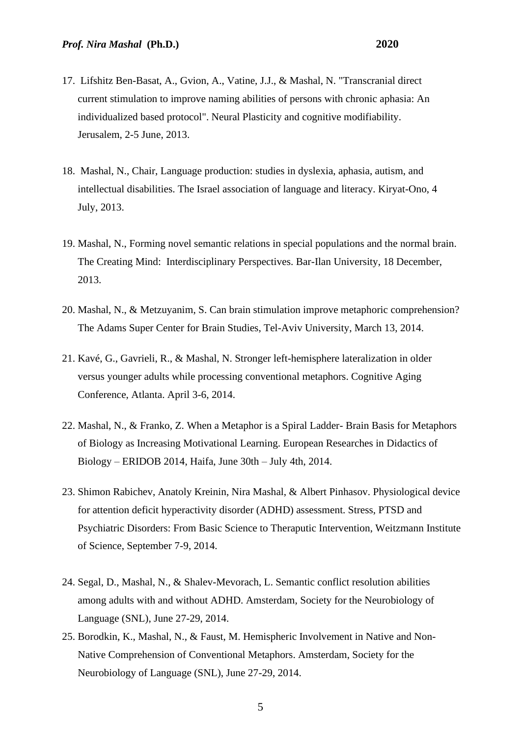17. Lifshitz Ben-Basat, A., Gvion, A., Vatine, J.J., & Mashal, N. "Transcranial direct current stimulation to improve naming abilities of persons with chronic aphasia: An individualized based protocol". Neural Plasticity and cognitive modifiability. Jerusalem, 2-5 June, 2013.

18. Mashal, N., Chair, Language production: studies in dyslexia, aphasia, autism, and intellectual disabilities. The Israel association of language and literacy. Kiryat-Ono, 4 July, 2013.

19. Mashal, N., Forming novel semantic relations in special populations and the normal brain. The Creating Mind: Interdisciplinary Perspectives. Bar-Ilan University, 18 December, 2013.

20. Mashal, N., & Metzuyanim, S. Can brain stimulation improve metaphoric comprehension? The Adams Super Center for Brain Studies, Tel-Aviv University, March 13, 2014.

21. Kavé, G., Gavrieli, R., & Mashal, N. Stronger left-hemisphere lateralization in older versus younger adults while processing conventional metaphors. Cognitive Aging Conference, Atlanta. April 3-6, 2014.

22. Mashal, N., & Franko, Z. When a Metaphor is a Spiral Ladder- Brain Basis for Metaphors of Biology as Increasing Motivational Learning. European Researches in Didactics of Biology – ERIDOB 2014, Haifa, June 30th – July 4th, 2014.

23. Shimon Rabichev, Anatoly Kreinin, Nira Mashal, & Albert Pinhasov. Physiological device for attention deficit hyperactivity disorder (ADHD) assessment. Stress, PTSD and Psychiatric Disorders: From Basic Science to Theraputic Intervention, Weitzmann Institute of Science, September 7-9, 2014.

24. Segal, D., Mashal, N., & Shalev-Mevorach, L. Semantic conflict resolution abilities among adults with and without ADHD. Amsterdam, Society for the Neurobiology of Language (SNL), June 27-29, 2014.

25. Borodkin, K., Mashal, N., & Faust, M. Hemispheric Involvement in Native and Non-Native Comprehension of Conventional Metaphors. Amsterdam, Society for the Neurobiology of Language (SNL), June 27-29, 2014.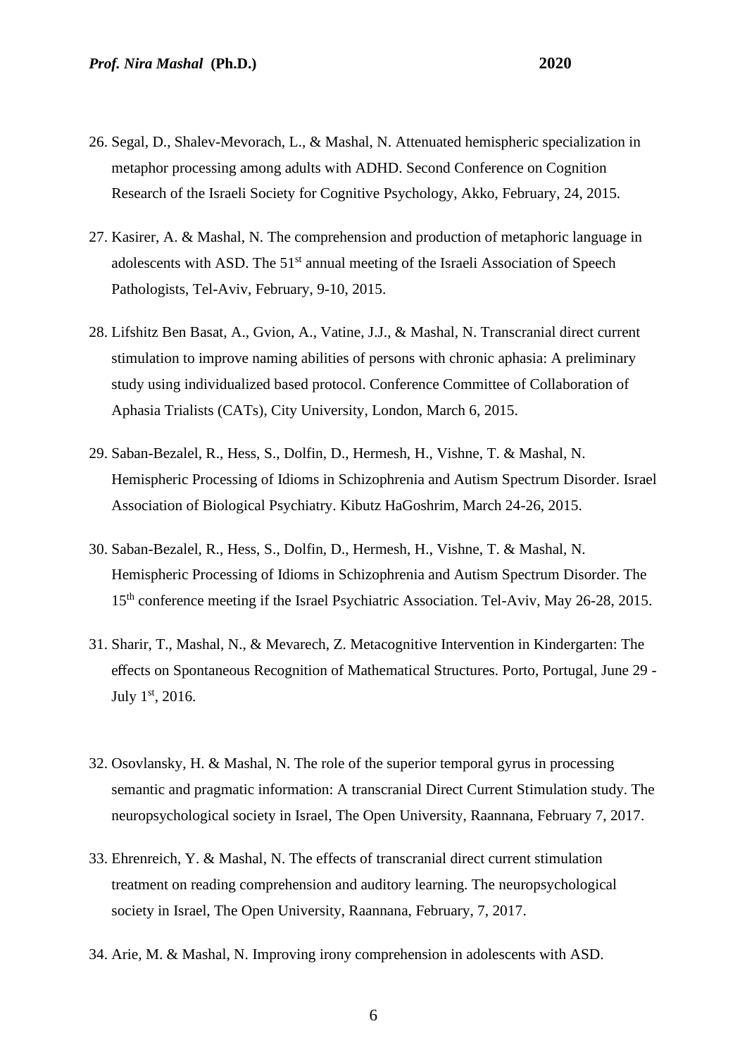26. Segal, D., Shalev-Mevorach, L., & Mashal, N. Attenuated hemispheric specialization in metaphor processing among adults with ADHD. Second Conference on Cognition Research of the Israeli Society for Cognitive Psychology, Akko, February, 24, 2015.

27. Kasirer, A. & Mashal, N. The comprehension and production of metaphoric language in adolescents with ASD. The 51st annual meeting of the Israeli Association of Speech Pathologists, Tel-Aviv, February, 9-10, 2015.

28. Lifshitz Ben Basat, A., Gvion, A., Vatine, J.J., & Mashal, N. Transcranial direct current stimulation to improve naming abilities of persons with chronic aphasia: A preliminary study using individualized based protocol. Conference Committee of Collaboration of Aphasia Trialists (CATs), City University, London, March 6, 2015.

29. Saban-Bezalel, R., Hess, S., Dolfin, D., Hermesh, H., Vishne, T. & Mashal, N. Hemispheric Processing of Idioms in Schizophrenia and Autism Spectrum Disorder. Israel Association of Biological Psychiatry. Kibutz HaGoshrim, March 24-26, 2015.

30. Saban-Bezalel, R., Hess, S., Dolfin, D., Hermesh, H., Vishne, T. & Mashal, N. Hemispheric Processing of Idioms in Schizophrenia and Autism Spectrum Disorder. The 15th conference meeting if the Israel Psychiatric Association. Tel-Aviv, May 26-28, 2015.

31. Sharir, T., Mashal, N., & Mevarech, Z. Metacognitive Intervention in Kindergarten: The effects on Spontaneous Recognition of Mathematical Structures. Porto, Portugal, June 29 - July 1st, 2016.

32. Osovlansky, H. & Mashal, N. The role of the superior temporal gyrus in processing semantic and pragmatic information: A transcranial Direct Current Stimulation study. The neuropsychological society in Israel, The Open University, Raannana, February 7, 2017.

33. Ehrenreich, Y. & Mashal, N. The effects of transcranial direct current stimulation treatment on reading comprehension and auditory learning. The neuropsychological society in Israel, The Open University, Raannana, February, 7, 2017.

34. Arie, M. & Mashal, N. Improving irony comprehension in adolescents with ASD.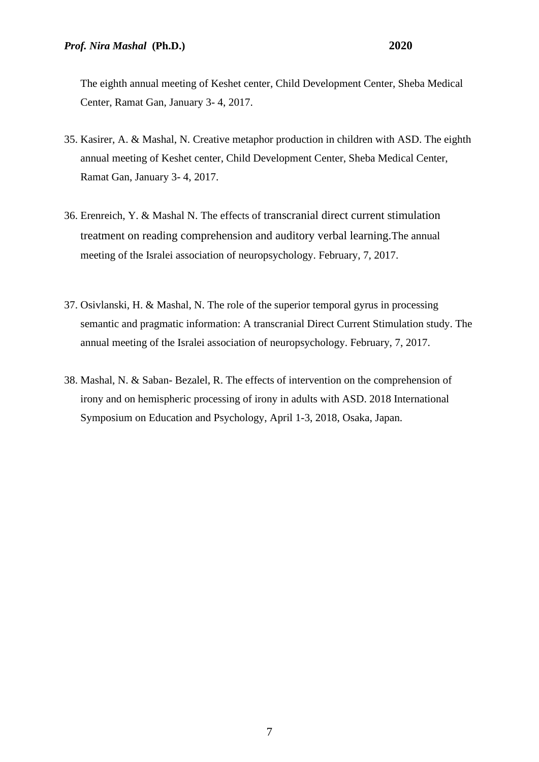The eighth annual meeting of Keshet center, Child Development Center, Sheba Medical Center, Ramat Gan, January 3- 4, 2017.

35. Kasirer, A. & Mashal, N. Creative metaphor production in children with ASD. The eighth annual meeting of Keshet center, Child Development Center, Sheba Medical Center, Ramat Gan, January 3- 4, 2017.

36. Erenreich, Y. & Mashal N. The effects of transcranial direct current stimulation treatment on reading comprehension and auditory verbal learning.The annual meeting of the Isralei association of neuropsychology. February, 7, 2017.

37. Osivlanski, H. & Mashal, N. The role of the superior temporal gyrus in processing semantic and pragmatic information: A transcranial Direct Current Stimulation study. The annual meeting of the Isralei association of neuropsychology. February, 7, 2017.

38. Mashal, N. & Saban- Bezalel, R. The effects of intervention on the comprehension of irony and on hemispheric processing of irony in adults with ASD. 2018 International Symposium on Education and Psychology, April 1-3, 2018, Osaka, Japan.